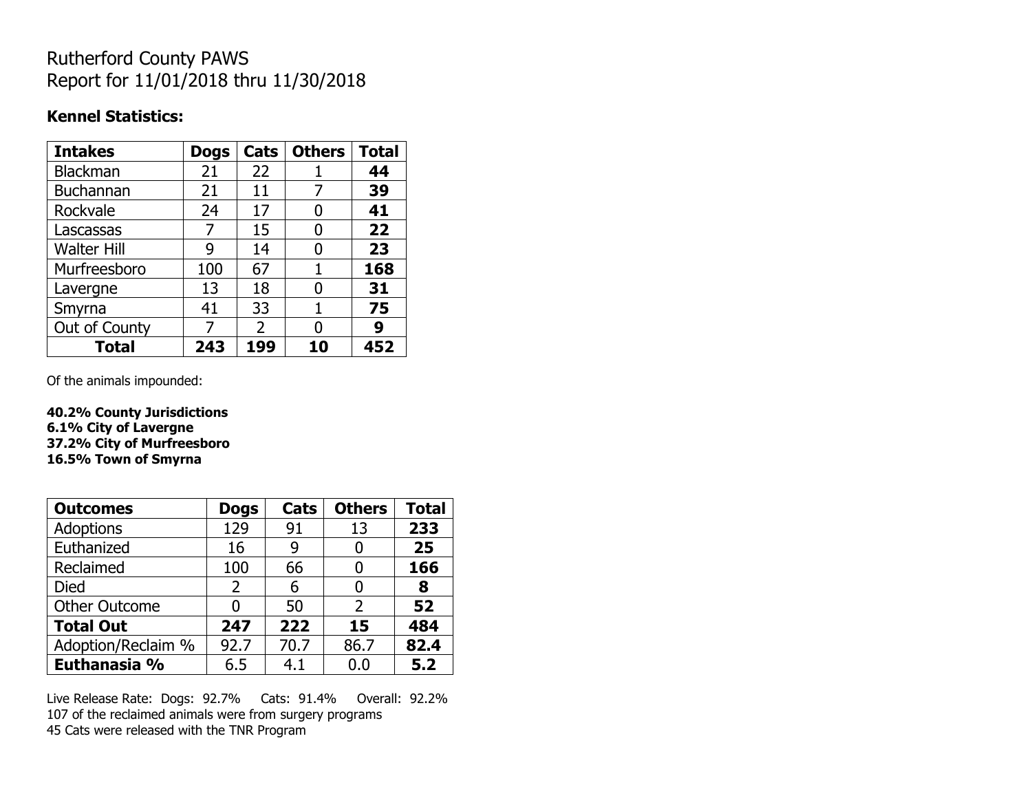# Rutherford County PAWS
# Report for 11/01/2018 thru 11/30/2018

**Kennel Statistics:**

| Intakes | Dogs | Cats | Others | Total |
|---|---|---|---|---|
| Blackman | 21 | 22 | 1 | **44** |
| Buchannan | 21 | 11 | 7 | **39** |
| Rockvale | 24 | 17 | 0 | **41** |
| Lascassas | 7 | 15 | 0 | **22** |
| Walter Hill | 9 | 14 | 0 | **23** |
| Murfreesboro | 100 | 67 | 1 | **168** |
| Lavergne | 13 | 18 | 0 | **31** |
| Smyrna | 41 | 33 | 1 | **75** |
| Out of County | 7 | 2 | 0 | **9** |
| **Total** | **243** | **199** | **10** | **452** |

Of the animals impounded:

**40.2% County Jurisdictions**
**6.1% City of Lavergne**
**37.2% City of Murfreesboro**
**16.5% Town of Smyrna**

| Outcomes | Dogs | Cats | Others | Total |
|---|---|---|---|---|
| Adoptions | 129 | 91 | 13 | **233** |
| Euthanized | 16 | 9 | 0 | **25** |
| Reclaimed | 100 | 66 | 0 | **166** |
| Died | 2 | 6 | 0 | **8** |
| Other Outcome | 0 | 50 | 2 | **52** |
| **Total Out** | **247** | **222** | **15** | **484** |
| Adoption/Reclaim % | 92.7 | 70.7 | 86.7 | **82.4** |
| **Euthanasia %** | 6.5 | 4.1 | 0.0 | **5.2** |

Live Release Rate: Dogs: 92.7% Cats: 91.4% Overall: 92.2%
107 of the reclaimed animals were from surgery programs
45 Cats were released with the TNR Program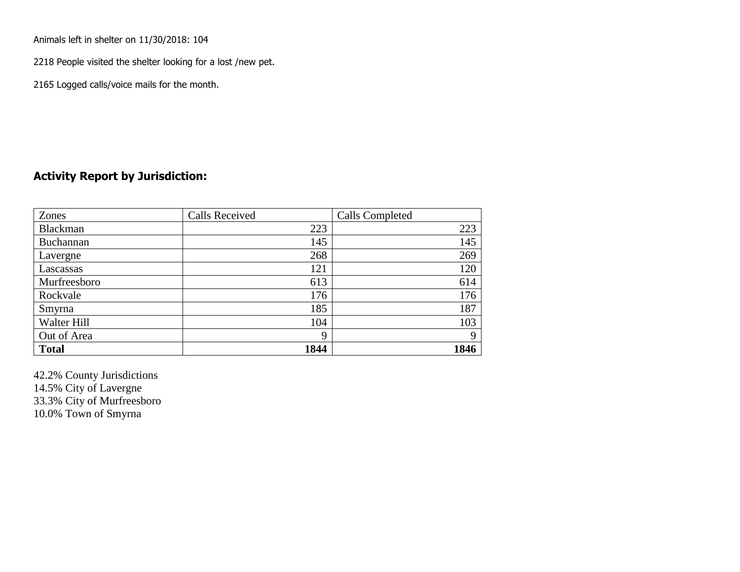Animals left in shelter on 11/30/2018: 104

2218 People visited the shelter looking for a lost /new pet.

2165 Logged calls/voice mails for the month.

## Activity Report by Jurisdiction:

| Zones | Calls Received | Calls Completed |
|---|---|---|
| Blackman | 223 | 223 |
| Buchannan | 145 | 145 |
| Lavergne | 268 | 269 |
| Lascassas | 121 | 120 |
| Murfreesboro | 613 | 614 |
| Rockvale | 176 | 176 |
| Smyrna | 185 | 187 |
| Walter Hill | 104 | 103 |
| Out of Area | 9 | 9 |
| **Total** | **1844** | **1846** |

42.2% County Jurisdictions
14.5% City of Lavergne
33.3% City of Murfreesboro
10.0% Town of Smyrna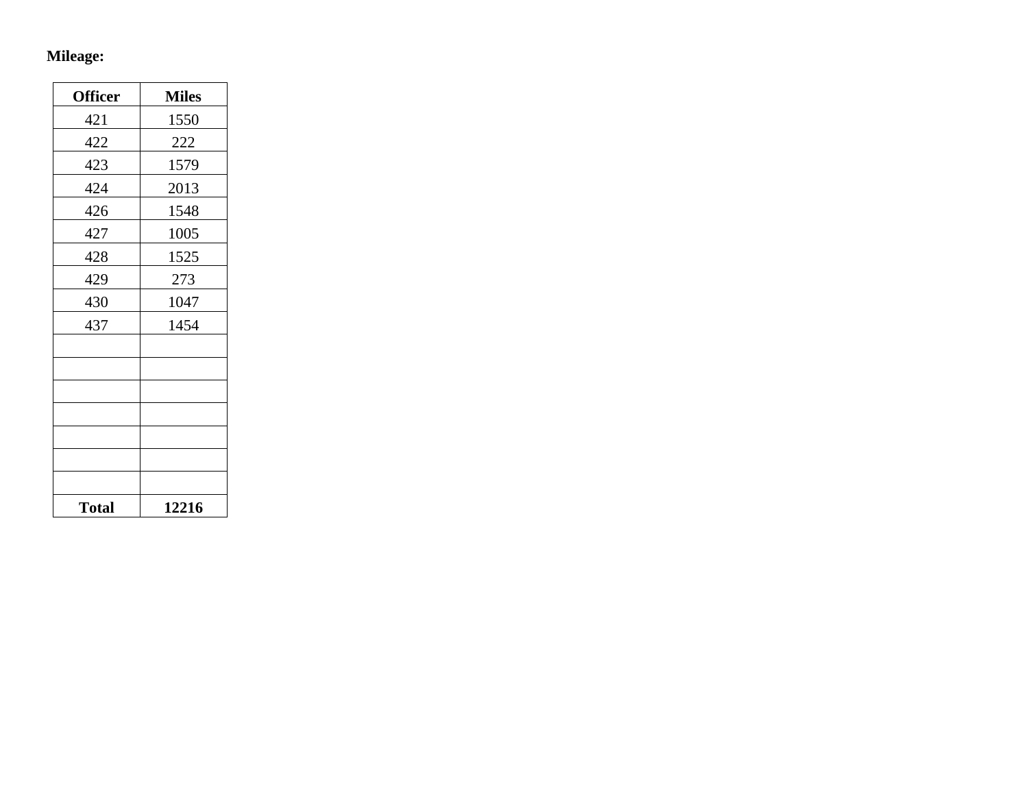**Mileage:**

| **Officer** | **Miles** |
|---|---|
| 421 | 1550 |
| 422 | 222 |
| 423 | 1579 |
| 424 | 2013 |
| 426 | 1548 |
| 427 | 1005 |
| 428 | 1525 |
| 429 | 273 |
| 430 | 1047 |
| 437 | 1454 |
| | |
| | |
| | |
| | |
| | |
| | |
| | |
| **Total** | **12216** |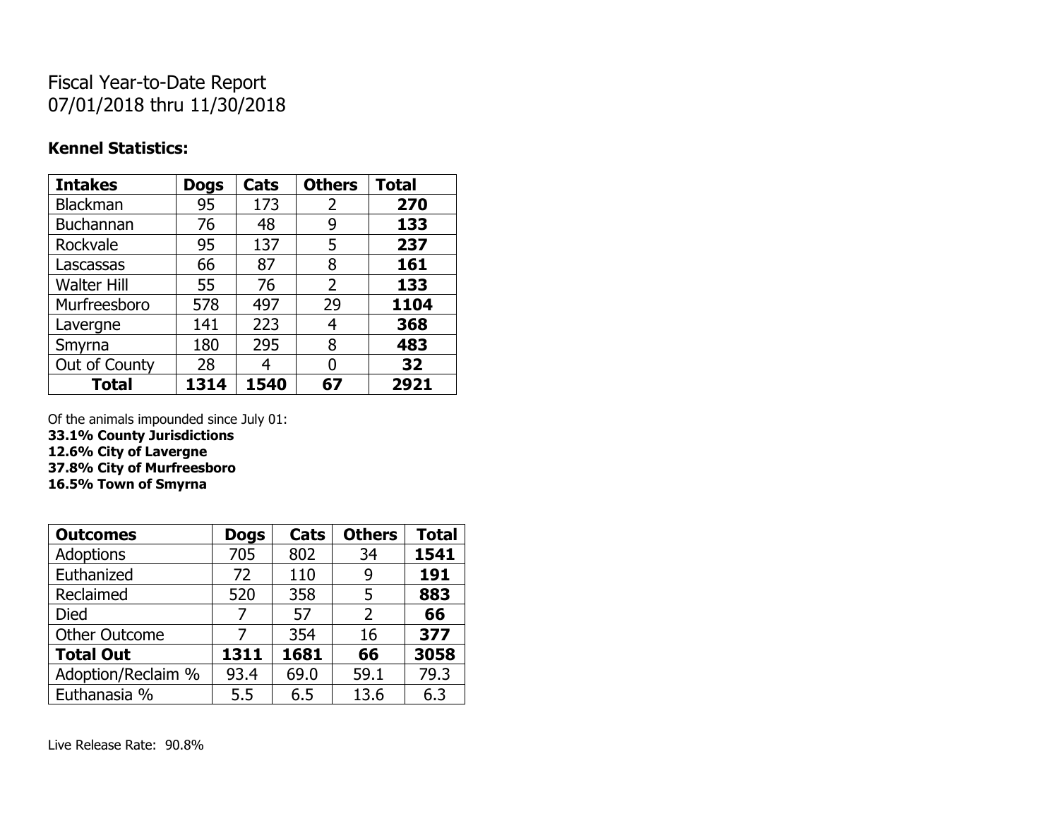# Fiscal Year-to-Date Report
07/01/2018 thru 11/30/2018

**Kennel Statistics:**

| Intakes | Dogs | Cats | Others | Total |
|---|---|---|---|---|
| Blackman | 95 | 173 | 2 | **270** |
| Buchannan | 76 | 48 | 9 | **133** |
| Rockvale | 95 | 137 | 5 | **237** |
| Lascassas | 66 | 87 | 8 | **161** |
| Walter Hill | 55 | 76 | 2 | **133** |
| Murfreesboro | 578 | 497 | 29 | **1104** |
| Lavergne | 141 | 223 | 4 | **368** |
| Smyrna | 180 | 295 | 8 | **483** |
| Out of County | 28 | 4 | 0 | **32** |
| **Total** | **1314** | **1540** | **67** | **2921** |

Of the animals impounded since July 01:
**33.1% County Jurisdictions**
**12.6% City of Lavergne**
**37.8% City of Murfreesboro**
**16.5% Town of Smyrna**

| Outcomes | Dogs | Cats | Others | Total |
|---|---|---|---|---|
| Adoptions | 705 | 802 | 34 | **1541** |
| Euthanized | 72 | 110 | 9 | **191** |
| Reclaimed | 520 | 358 | 5 | **883** |
| Died | 7 | 57 | 2 | **66** |
| Other Outcome | 7 | 354 | 16 | **377** |
| **Total Out** | **1311** | **1681** | **66** | **3058** |
| Adoption/Reclaim % | 93.4 | 69.0 | 59.1 | 79.3 |
| Euthanasia % | 5.5 | 6.5 | 13.6 | 6.3 |

Live Release Rate: 90.8%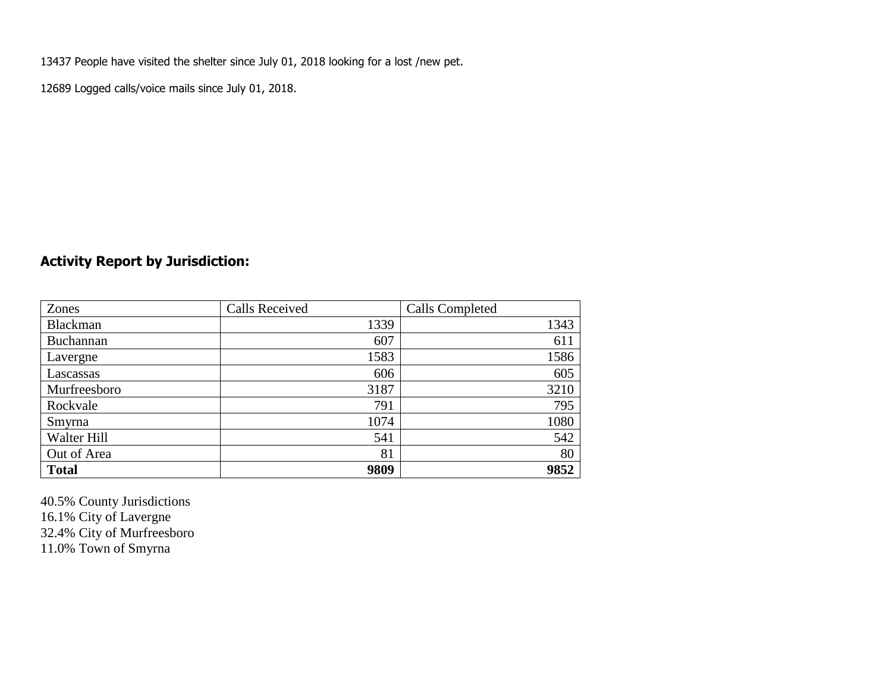13437 People have visited the shelter since July 01, 2018 looking for a lost /new pet.

12689 Logged calls/voice mails since July 01, 2018.

## Activity Report by Jurisdiction:

| Zones | Calls Received | Calls Completed |
|---|---|---|
| Blackman | 1339 | 1343 |
| Buchannan | 607 | 611 |
| Lavergne | 1583 | 1586 |
| Lascassas | 606 | 605 |
| Murfreesboro | 3187 | 3210 |
| Rockvale | 791 | 795 |
| Smyrna | 1074 | 1080 |
| Walter Hill | 541 | 542 |
| Out of Area | 81 | 80 |
| **Total** | **9809** | **9852** |

40.5% County Jurisdictions
16.1% City of Lavergne
32.4% City of Murfreesboro
11.0% Town of Smyrna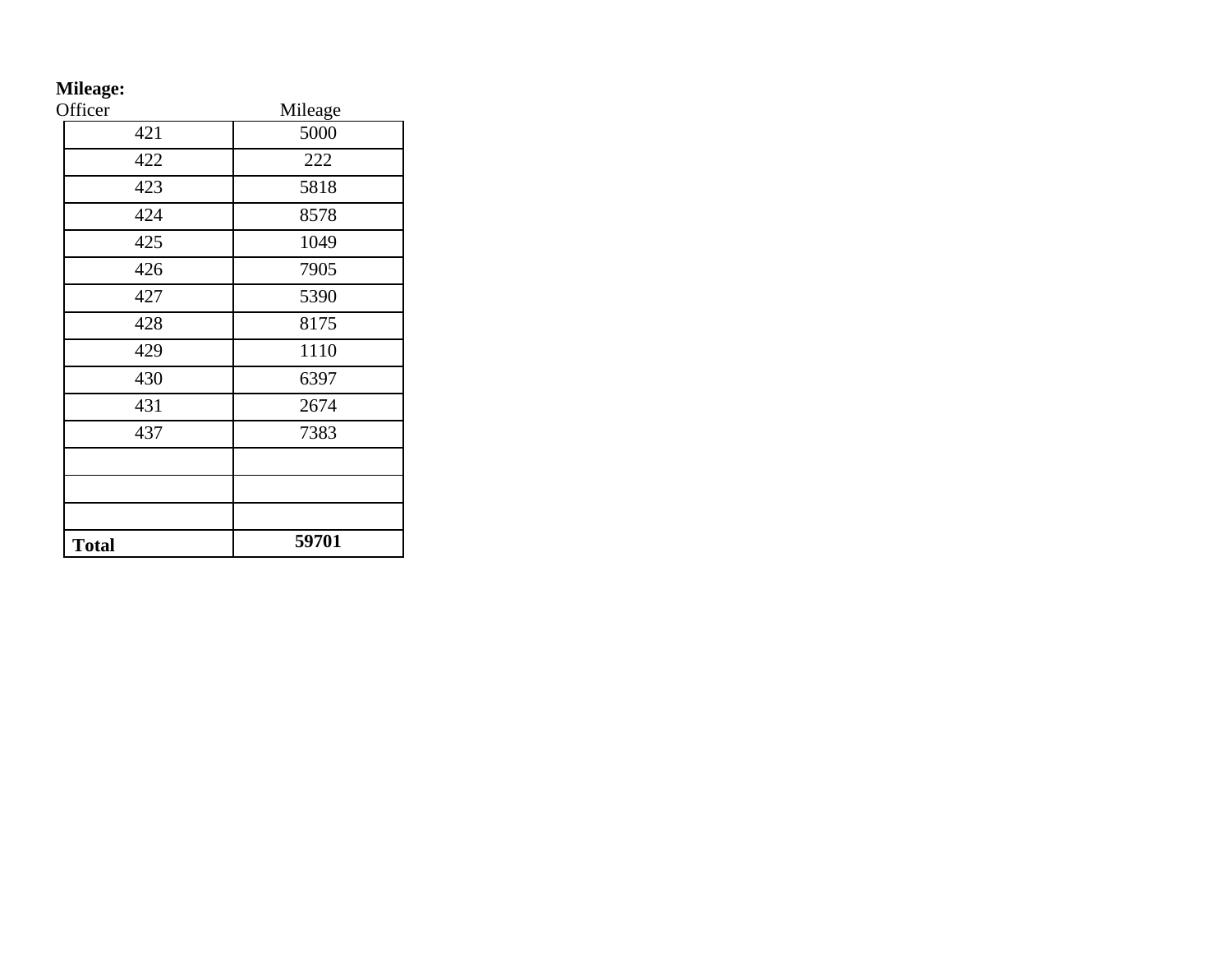**Mileage:**

| Officer | Mileage |
|---|---|
| 421 | 5000 |
| 422 | 222 |
| 423 | 5818 |
| 424 | 8578 |
| 425 | 1049 |
| 426 | 7905 |
| 427 | 5390 |
| 428 | 8175 |
| 429 | 1110 |
| 430 | 6397 |
| 431 | 2674 |
| 437 | 7383 |
| | |
| | |
| | |
| **Total** | **59701** |